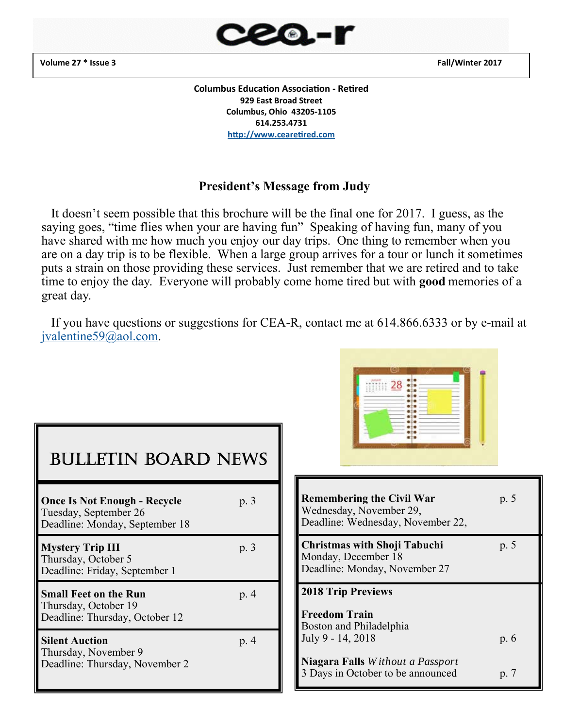# cea-r

**Volume 27 * Issue 3** **Fall/Winter 2017**

**Columbus Education Association - Retired**
**929 East Broad Street**
**Columbus, Ohio 43205-1105**
**614.253.4731**
**http://www.cearetired.com**

## President's Message from Judy

It doesn't seem possible that this brochure will be the final one for 2017. I guess, as the saying goes, "time flies when your are having fun" Speaking of having fun, many of you have shared with me how much you enjoy our day trips. One thing to remember when you are on a day trip is to be flexible. When a large group arrives for a tour or lunch it sometimes puts a strain on those providing these services. Just remember that we are retired and to take time to enjoy the day. Everyone will probably come home tired but with **good** memories of a great day.

If you have questions or suggestions for CEA-R, contact me at 614.866.6333 or by e-mail at jvalentine59@aol.com.

## BULLETIN BOARD NEWS

**Once Is Not Enough - Recycle** p. 3
Tuesday, September 26
Deadline: Monday, September 18

**Mystery Trip III** p. 3
Thursday, October 5
Deadline: Friday, September 1

**Small Feet on the Run** p. 4
Thursday, October 19
Deadline: Thursday, October 12

**Silent Auction** p. 4
Thursday, November 9
Deadline: Thursday, November 2

**Remembering the Civil War** p. 5
Wednesday, November 29,
Deadline: Wednesday, November 22,

**Christmas with Shoji Tabuchi** p. 5
Monday, December 18
Deadline: Monday, November 27

**2018 Trip Previews**

**Freedom Train**
Boston and Philadelphia
July 9 - 14, 2018 p. 6

**Niagara Falls** *Without a Passport*
3 Days in October to be announced p. 7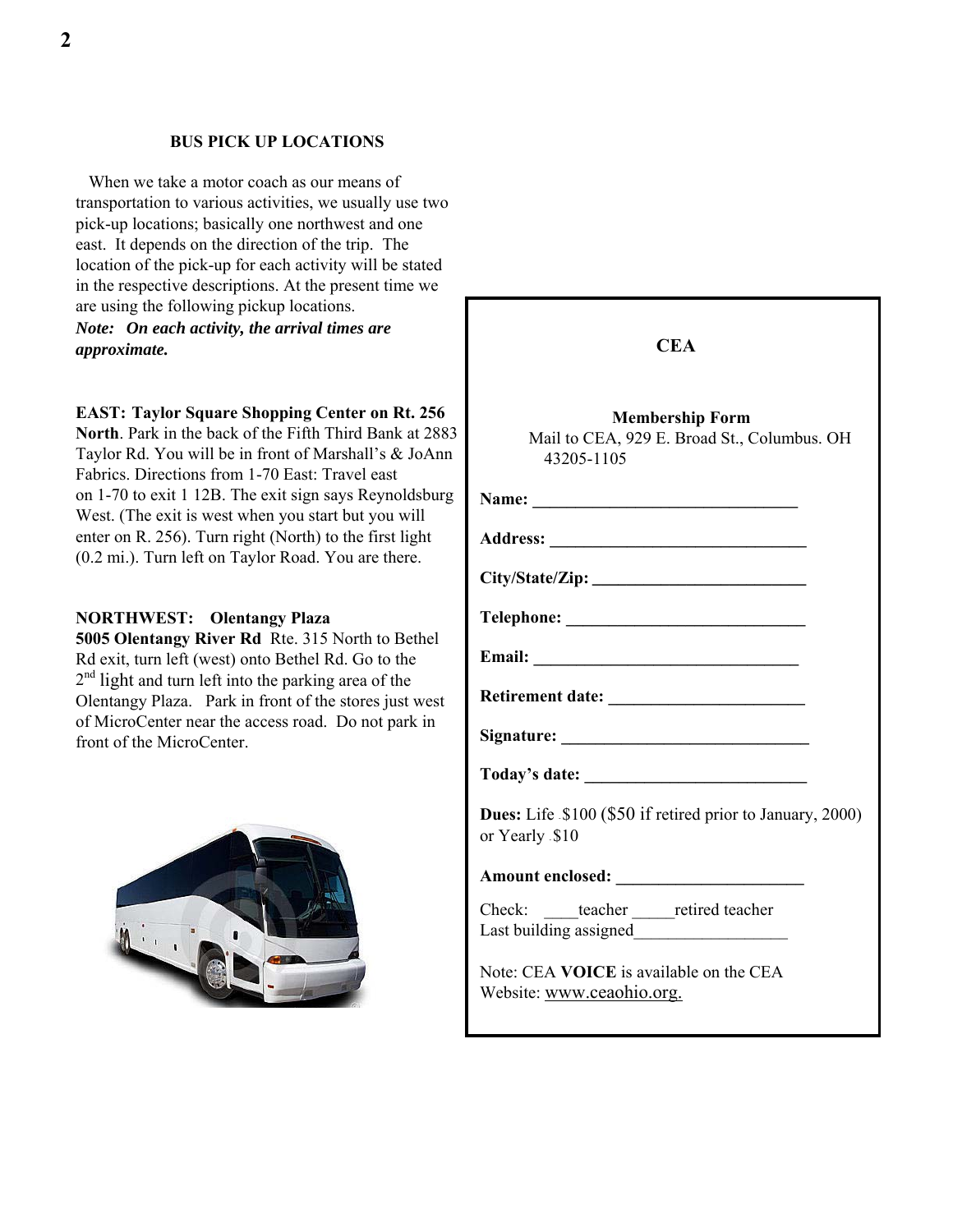### BUS PICK UP LOCATIONS

When we take a motor coach as our means of transportation to various activities, we usually use two pick-up locations; basically one northwest and one east. It depends on the direction of the trip. The location of the pick-up for each activity will be stated in the respective descriptions. At the present time we are using the following pickup locations.

***Note: On each activity, the arrival times are approximate.***

**EAST: Taylor Square Shopping Center on Rt. 256 North**. Park in the back of the Fifth Third Bank at 2883 Taylor Rd. You will be in front of Marshall's & JoAnn Fabrics. Directions from 1-70 East: Travel east on 1-70 to exit 1 12B. The exit sign says Reynoldsburg West. (The exit is west when you start but you will enter on R. 256). Turn right (North) to the first light (0.2 mi.). Turn left on Taylor Road. You are there.

**NORTHWEST: Olentangy Plaza**
**5005 Olentangy River Rd** Rte. 315 North to Bethel Rd exit, turn left (west) onto Bethel Rd. Go to the 2nd light and turn left into the parking area of the Olentangy Plaza. Park in front of the stores just west of MicroCenter near the access road. Do not park in front of the MicroCenter.

---

### CEA

**Membership Form**

Mail to CEA, 929 E. Broad St., Columbus. OH 43205-1105

**Name:** ________________________________

**Address:** ______________________________

**City/State/Zip:** _________________________

**Telephone:** ____________________________

**Email:** ________________________________

**Retirement date:** _______________________

**Signature:** _____________________________

**Today's date:** __________________________

**Dues:** Life - $100 ($50 if retired prior to January, 2000) or Yearly - $10

**Amount enclosed:** ______________________

Check: ____teacher _____retired teacher
Last building assigned__________________

Note: CEA **VOICE** is available on the CEA Website: www.ceaohio.org.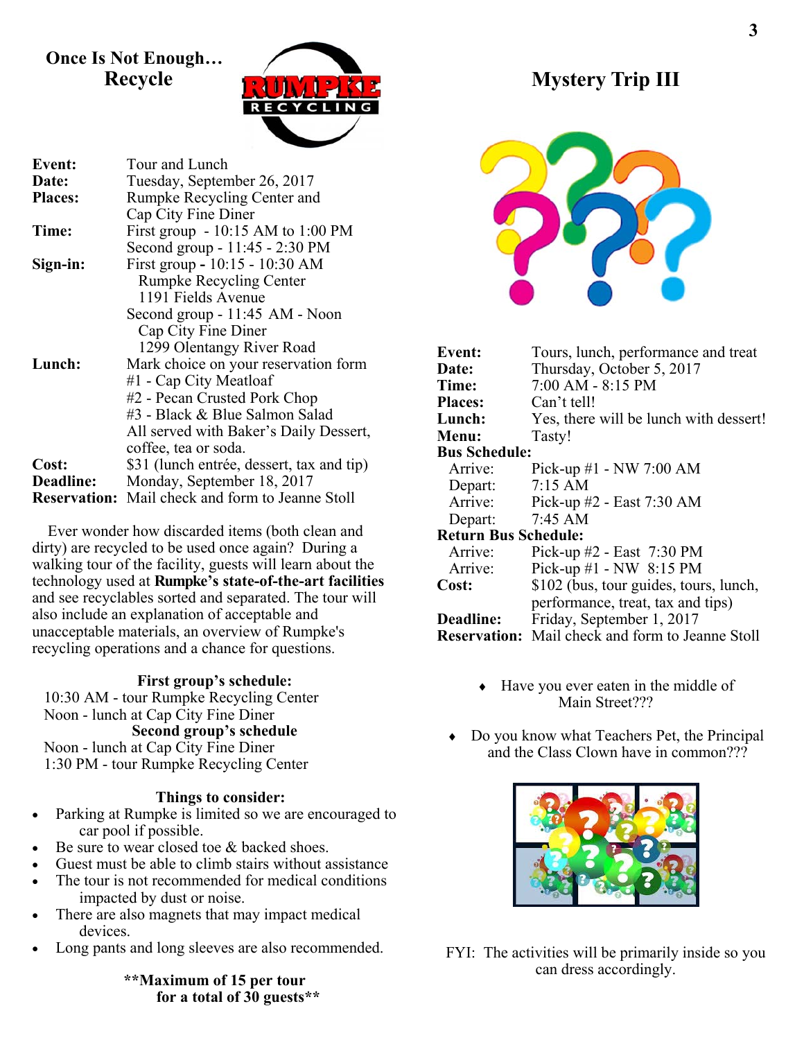## Once Is Not Enough… Recycle

| | |
|---|---|
| **Event:** | Tour and Lunch |
| **Date:** | Tuesday, September 26, 2017 |
| **Places:** | Rumpke Recycling Center and Cap City Fine Diner |
| **Time:** | First group - 10:15 AM to 1:00 PM<br>Second group - 11:45 - 2:30 PM |
| **Sign-in:** | First group **-** 10:15 - 10:30 AM<br>Rumpke Recycling Center<br>1191 Fields Avenue<br>Second group - 11:45 AM - Noon<br>Cap City Fine Diner<br>1299 Olentangy River Road |
| **Lunch:** | Mark choice on your reservation form<br>#1 - Cap City Meatloaf<br>#2 - Pecan Crusted Pork Chop<br>#3 - Black & Blue Salmon Salad<br>All served with Baker's Daily Dessert, coffee, tea or soda. |
| **Cost:** | $31 (lunch entrée, dessert, tax and tip) |
| **Deadline:** | Monday, September 18, 2017 |
| **Reservation:** | Mail check and form to Jeanne Stoll |

Ever wonder how discarded items (both clean and dirty) are recycled to be used once again? During a walking tour of the facility, guests will learn about the technology used at **Rumpke's state-of-the-art facilities** and see recyclables sorted and separated. The tour will also include an explanation of acceptable and unacceptable materials, an overview of Rumpke's recycling operations and a chance for questions.

**First group's schedule:**

10:30 AM - tour Rumpke Recycling Center
Noon - lunch at Cap City Fine Diner

**Second group's schedule**

Noon - lunch at Cap City Fine Diner
1:30 PM - tour Rumpke Recycling Center

**Things to consider:**

- Parking at Rumpke is limited so we are encouraged to car pool if possible.
- Be sure to wear closed toe & backed shoes.
- Guest must be able to climb stairs without assistance
- The tour is not recommended for medical conditions impacted by dust or noise.
- There are also magnets that may impact medical devices.
- Long pants and long sleeves are also recommended.

**\*\*Maximum of 15 per tour for a total of 30 guests\*\***

## Mystery Trip III

| | |
|---|---|
| **Event:** | Tours, lunch, performance and treat |
| **Date:** | Thursday, October 5, 2017 |
| **Time:** | 7:00 AM - 8:15 PM |
| **Places:** | Can't tell! |
| **Lunch:** | Yes, there will be lunch with dessert! |
| **Menu:** | Tasty! |
| **Bus Schedule:** | |
| Arrive: | Pick-up #1 - NW 7:00 AM |
| Depart: | 7:15 AM |
| Arrive: | Pick-up #2 - East 7:30 AM |
| Depart: | 7:45 AM |
| **Return Bus Schedule:** | |
| Arrive: | Pick-up #2 - East 7:30 PM |
| Arrive: | Pick-up #1 - NW 8:15 PM |
| **Cost:** | $102 (bus, tour guides, tours, lunch, performance, treat, tax and tips) |
| **Deadline:** | Friday, September 1, 2017 |
| **Reservation:** | Mail check and form to Jeanne Stoll |

- Have you ever eaten in the middle of Main Street???
- Do you know what Teachers Pet, the Principal and the Class Clown have in common???

FYI: The activities will be primarily inside so you can dress accordingly.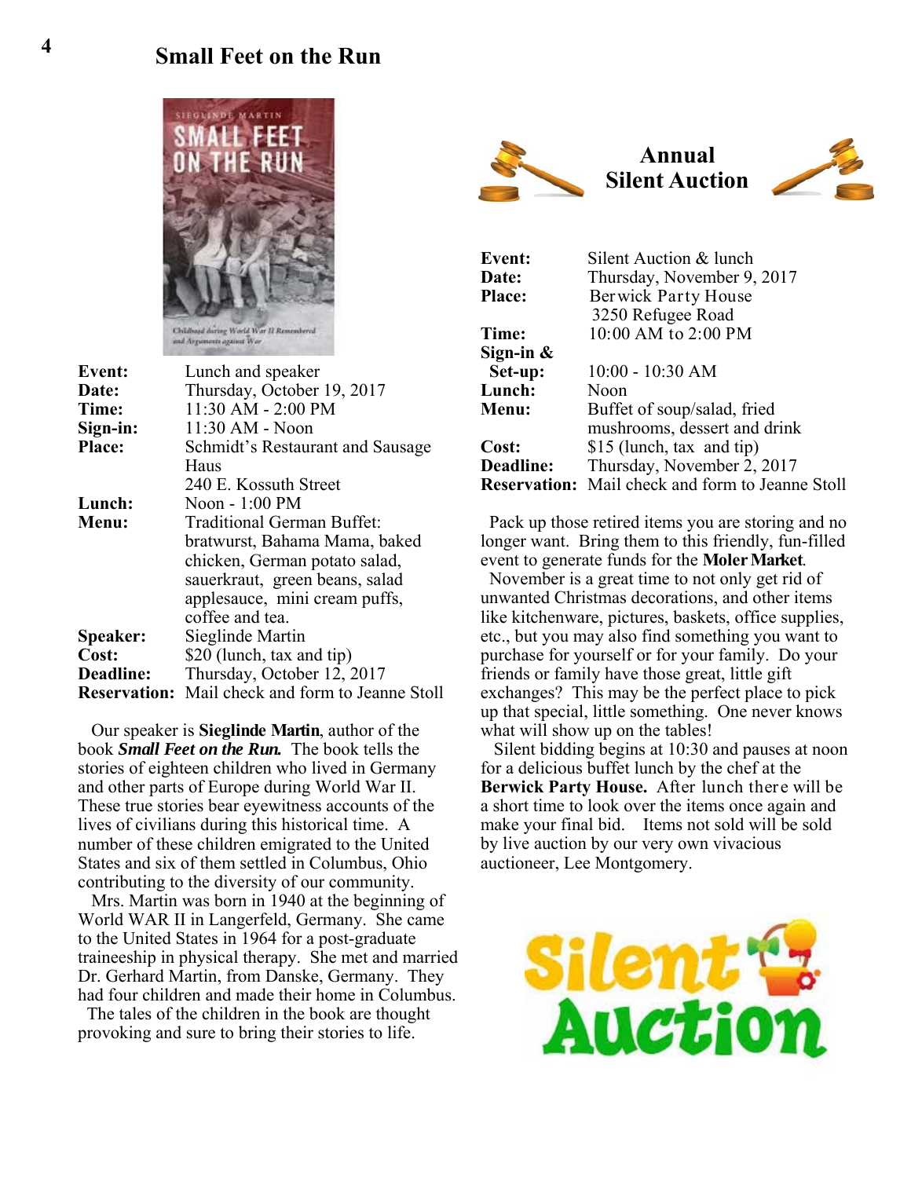## Small Feet on the Run

| | |
|---|---|
| **Event:** | Lunch and speaker |
| **Date:** | Thursday, October 19, 2017 |
| **Time:** | 11:30 AM - 2:00 PM |
| **Sign-in:** | 11:30 AM - Noon |
| **Place:** | Schmidt's Restaurant and Sausage Haus<br>240 E. Kossuth Street |
| **Lunch:** | Noon - 1:00 PM |
| **Menu:** | Traditional German Buffet: bratwurst, Bahama Mama, baked chicken, German potato salad, sauerkraut, green beans, salad applesauce, mini cream puffs, coffee and tea. |
| **Speaker:** | Sieglinde Martin |
| **Cost:** | $20 (lunch, tax and tip) |
| **Deadline:** | Thursday, October 12, 2017 |
| **Reservation:** | Mail check and form to Jeanne Stoll |

Our speaker is **Sieglinde Martin**, author of the book ***Small Feet on the Run.*** The book tells the stories of eighteen children who lived in Germany and other parts of Europe during World War II. These true stories bear eyewitness accounts of the lives of civilians during this historical time. A number of these children emigrated to the United States and six of them settled in Columbus, Ohio contributing to the diversity of our community.

Mrs. Martin was born in 1940 at the beginning of World WAR II in Langerfeld, Germany. She came to the United States in 1964 for a post-graduate traineeship in physical therapy. She met and married Dr. Gerhard Martin, from Danske, Germany. They had four children and made their home in Columbus.

The tales of the children in the book are thought provoking and sure to bring their stories to life.

## Annual Silent Auction

| | |
|---|---|
| **Event:** | Silent Auction & lunch |
| **Date:** | Thursday, November 9, 2017 |
| **Place:** | Berwick Party House<br>3250 Refugee Road |
| **Time:** | 10:00 AM to 2:00 PM |
| **Sign-in & Set-up:** | 10:00 - 10:30 AM |
| **Lunch:** | Noon |
| **Menu:** | Buffet of soup/salad, fried mushrooms, dessert and drink |
| **Cost:** | $15 (lunch, tax and tip) |
| **Deadline:** | Thursday, November 2, 2017 |
| **Reservation:** | Mail check and form to Jeanne Stoll |

Pack up those retired items you are storing and no longer want. Bring them to this friendly, fun-filled event to generate funds for the **Moler Market**.

November is a great time to not only get rid of unwanted Christmas decorations, and other items like kitchenware, pictures, baskets, office supplies, etc., but you may also find something you want to purchase for yourself or for your family. Do your friends or family have those great, little gift exchanges? This may be the perfect place to pick up that special, little something. One never knows what will show up on the tables!

Silent bidding begins at 10:30 and pauses at noon for a delicious buffet lunch by the chef at the **Berwick Party House.** After lunch there will be a short time to look over the items once again and make your final bid. Items not sold will be sold by live auction by our very own vivacious auctioneer, Lee Montgomery.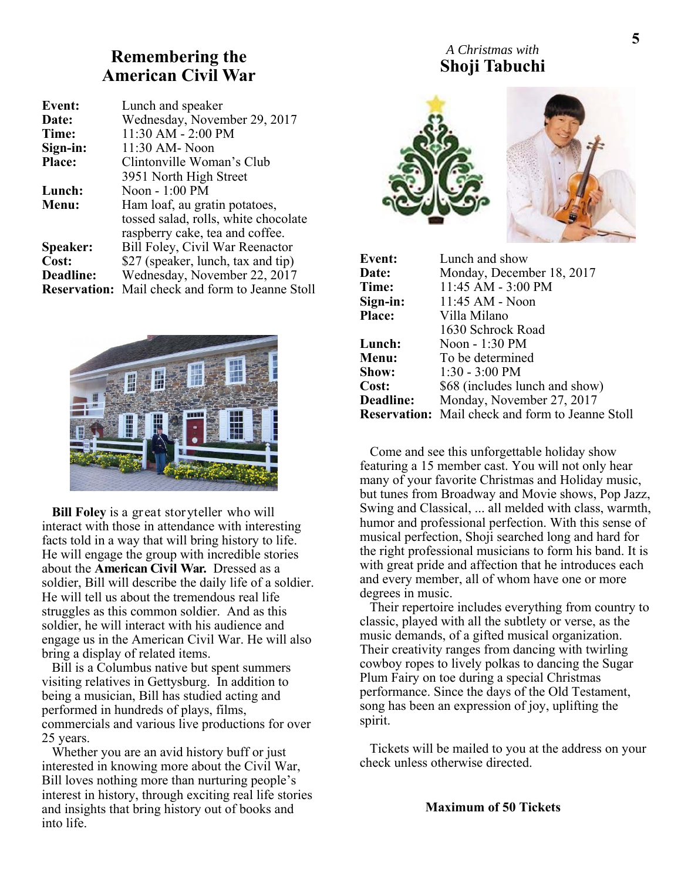## Remembering the American Civil War

**Event:** Lunch and speaker
**Date:** Wednesday, November 29, 2017
**Time:** 11:30 AM - 2:00 PM
**Sign-in:** 11:30 AM- Noon
**Place:** Clintonville Woman's Club
3951 North High Street
**Lunch:** Noon - 1:00 PM
**Menu:** Ham loaf, au gratin potatoes, tossed salad, rolls, white chocolate raspberry cake, tea and coffee.
**Speaker:** Bill Foley, Civil War Reenactor
**Cost:** $27 (speaker, lunch, tax and tip)
**Deadline:** Wednesday, November 22, 2017
**Reservation:** Mail check and form to Jeanne Stoll

**Bill Foley** is a great storyteller who will interact with those in attendance with interesting facts told in a way that will bring history to life. He will engage the group with incredible stories about the **American Civil War.** Dressed as a soldier, Bill will describe the daily life of a soldier. He will tell us about the tremendous real life struggles as this common soldier. And as this soldier, he will interact with his audience and engage us in the American Civil War. He will also bring a display of related items.

Bill is a Columbus native but spent summers visiting relatives in Gettysburg. In addition to being a musician, Bill has studied acting and performed in hundreds of plays, films, commercials and various live productions for over 25 years.

Whether you are an avid history buff or just interested in knowing more about the Civil War, Bill loves nothing more than nurturing people's interest in history, through exciting real life stories and insights that bring history out of books and into life.

## *A Christmas with* Shoji Tabuchi

**Event:** Lunch and show
**Date:** Monday, December 18, 2017
**Time:** 11:45 AM - 3:00 PM
**Sign-in:** 11:45 AM - Noon
**Place:** Villa Milano
1630 Schrock Road
**Lunch:** Noon - 1:30 PM
**Menu:** To be determined
**Show:** 1:30 - 3:00 PM
**Cost:** $68 (includes lunch and show)
**Deadline:** Monday, November 27, 2017
**Reservation:** Mail check and form to Jeanne Stoll

Come and see this unforgettable holiday show featuring a 15 member cast. You will not only hear many of your favorite Christmas and Holiday music, but tunes from Broadway and Movie shows, Pop Jazz, Swing and Classical, ... all melded with class, warmth, humor and professional perfection. With this sense of musical perfection, Shoji searched long and hard for the right professional musicians to form his band. It is with great pride and affection that he introduces each and every member, all of whom have one or more degrees in music.

Their repertoire includes everything from country to classic, played with all the subtlety or verse, as the music demands, of a gifted musical organization. Their creativity ranges from dancing with twirling cowboy ropes to lively polkas to dancing the Sugar Plum Fairy on toe during a special Christmas performance. Since the days of the Old Testament, song has been an expression of joy, uplifting the spirit.

Tickets will be mailed to you at the address on your check unless otherwise directed.

**Maximum of 50 Tickets**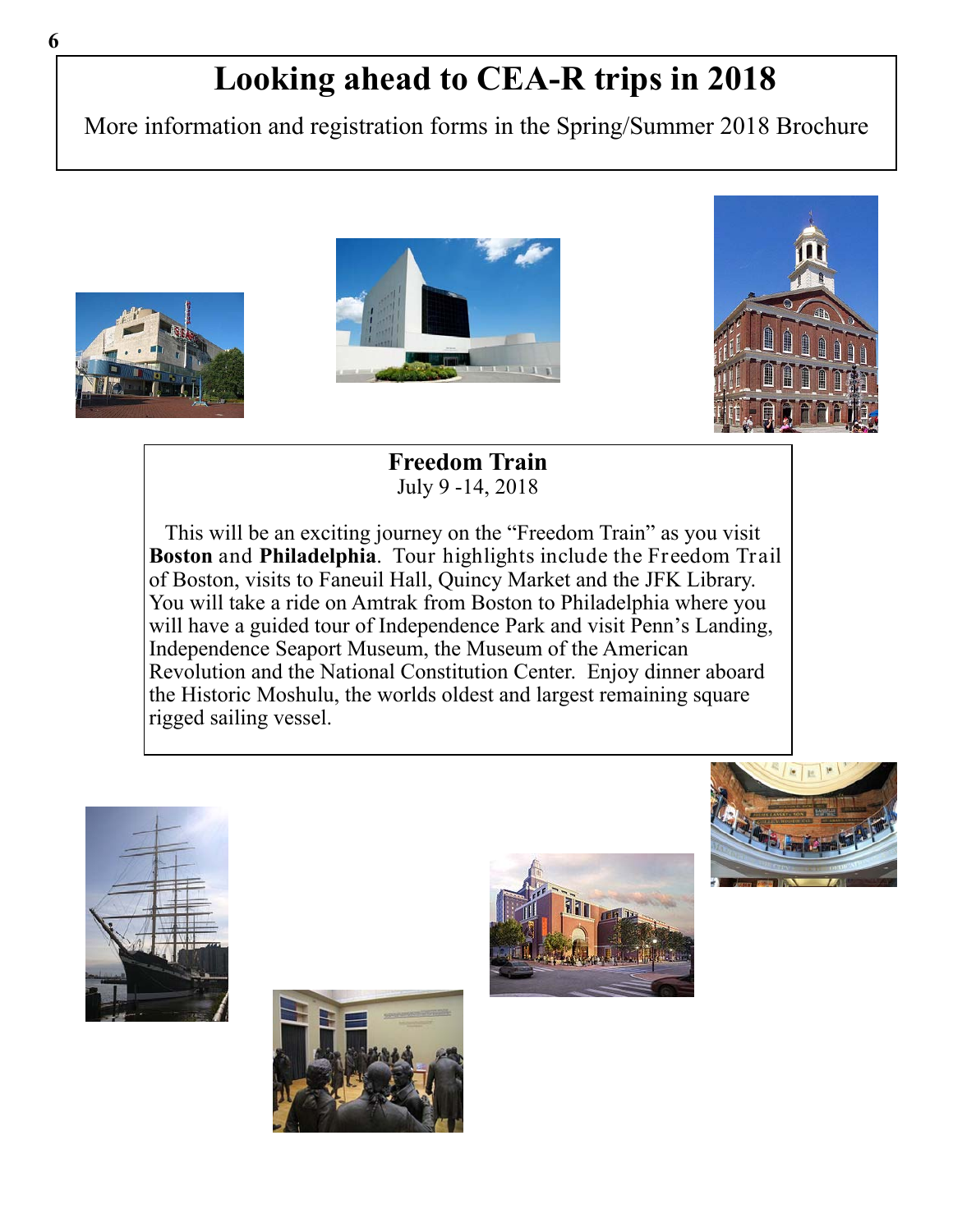# Looking ahead to CEA-R trips in 2018

More information and registration forms in the Spring/Summer 2018 Brochure

## Freedom Train

July 9 -14, 2018

This will be an exciting journey on the "Freedom Train" as you visit **Boston** and **Philadelphia**. Tour highlights include the Freedom Trail of Boston, visits to Faneuil Hall, Quincy Market and the JFK Library. You will take a ride on Amtrak from Boston to Philadelphia where you will have a guided tour of Independence Park and visit Penn's Landing, Independence Seaport Museum, the Museum of the American Revolution and the National Constitution Center. Enjoy dinner aboard the Historic Moshulu, the worlds oldest and largest remaining square rigged sailing vessel.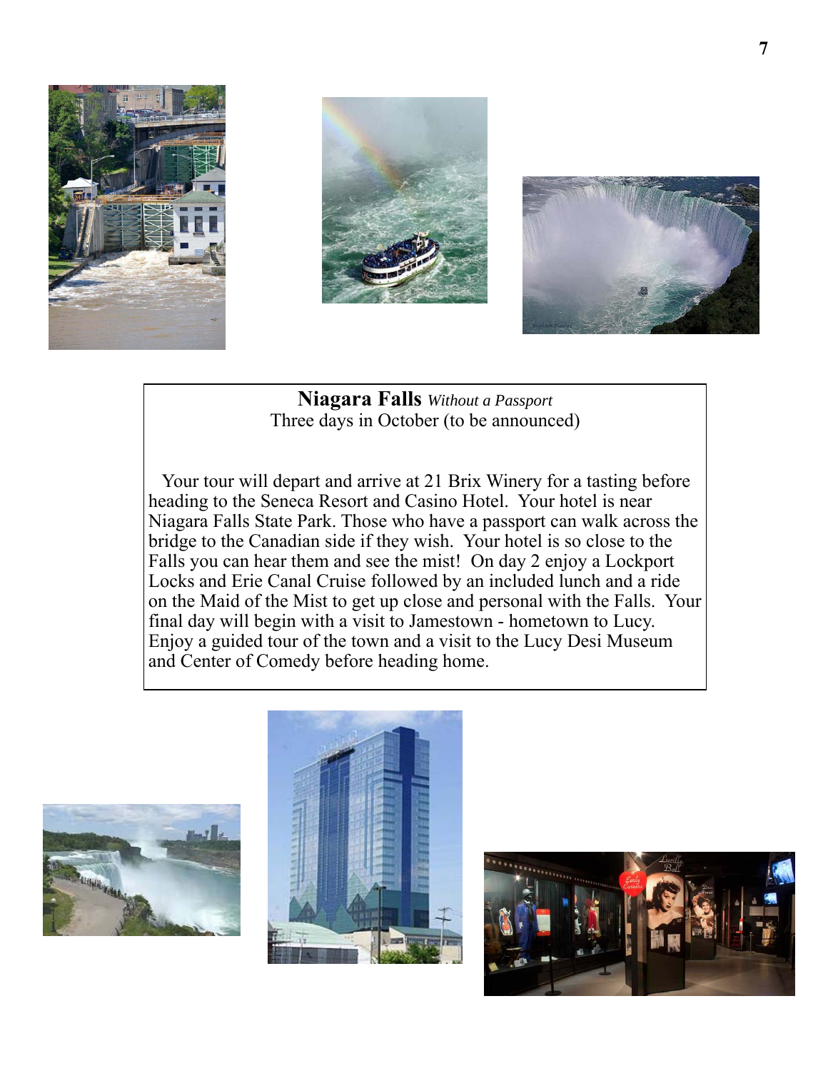## **Niagara Falls** *Without a Passport*

Three days in October (to be announced)

Your tour will depart and arrive at 21 Brix Winery for a tasting before heading to the Seneca Resort and Casino Hotel. Your hotel is near Niagara Falls State Park. Those who have a passport can walk across the bridge to the Canadian side if they wish. Your hotel is so close to the Falls you can hear them and see the mist! On day 2 enjoy a Lockport Locks and Erie Canal Cruise followed by an included lunch and a ride on the Maid of the Mist to get up close and personal with the Falls. Your final day will begin with a visit to Jamestown - hometown to Lucy. Enjoy a guided tour of the town and a visit to the Lucy Desi Museum and Center of Comedy before heading home.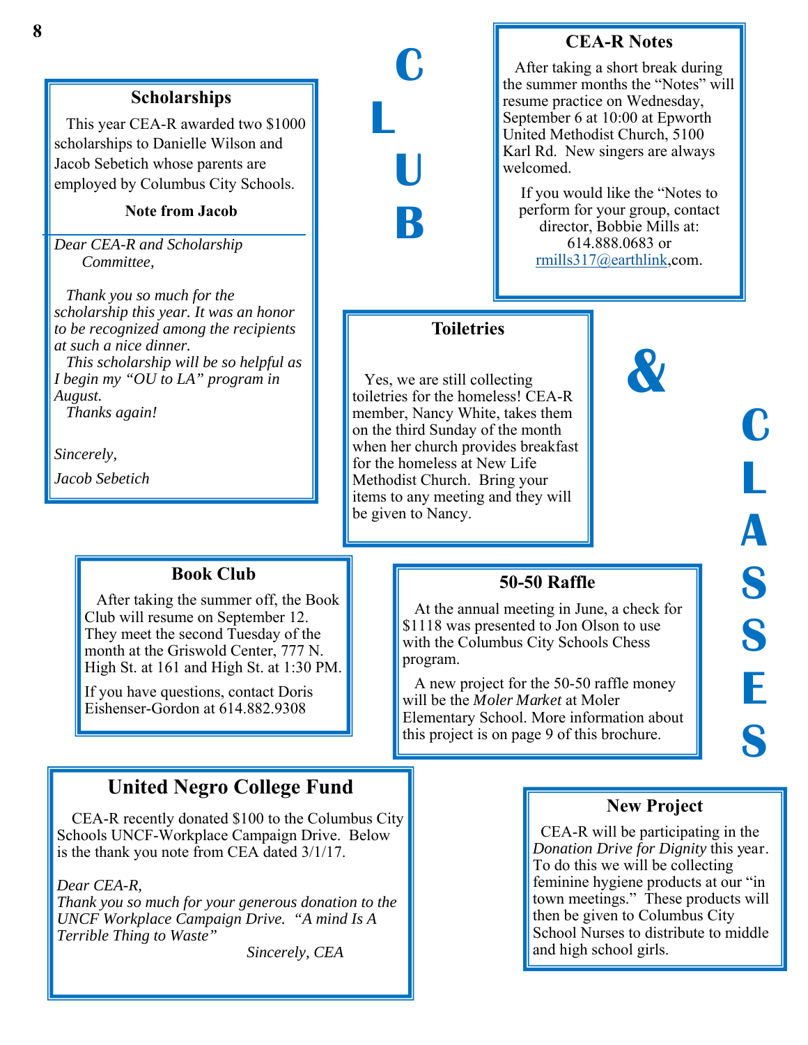# CLUB & CLASSES

## Scholarships

This year CEA-R awarded two $1000 scholarships to Danielle Wilson and Jacob Sebetich whose parents are employed by Columbus City Schools.

**Note from Jacob**

*Dear CEA-R and Scholarship Committee,*

*Thank you so much for the scholarship this year. It was an honor to be recognized among the recipients at such a nice dinner.*

*This scholarship will be so helpful as I begin my "OU to LA" program in August.*

*Thanks again!*

*Sincerely,*

*Jacob Sebetich*

## CEA-R Notes

After taking a short break during the summer months the "Notes" will resume practice on Wednesday, September 6 at 10:00 at Epworth United Methodist Church, 5100 Karl Rd. New singers are always welcomed.

If you would like the "Notes to perform for your group, contact director, Bobbie Mills at: 614.888.0683 or rmills317@earthlink,com.

## Toiletries

Yes, we are still collecting toiletries for the homeless! CEA-R member, Nancy White, takes them on the third Sunday of the month when her church provides breakfast for the homeless at New Life Methodist Church. Bring your items to any meeting and they will be given to Nancy.

## Book Club

After taking the summer off, the Book Club will resume on September 12. They meet the second Tuesday of the month at the Griswold Center, 777 N. High St. at 161 and High St. at 1:30 PM.

If you have questions, contact Doris Eishenser-Gordon at 614.882.9308

## 50-50 Raffle

At the annual meeting in June, a check for $1118 was presented to Jon Olson to use with the Columbus City Schools Chess program.

A new project for the 50-50 raffle money will be the *Moler Market* at Moler Elementary School. More information about this project is on page 9 of this brochure.

## United Negro College Fund

CEA-R recently donated $100 to the Columbus City Schools UNCF-Workplace Campaign Drive. Below is the thank you note from CEA dated 3/1/17.

*Dear CEA-R,*
*Thank you so much for your generous donation to the UNCF Workplace Campaign Drive. "A mind Is A Terrible Thing to Waste"*

*Sincerely, CEA*

## New Project

CEA-R will be participating in the *Donation Drive for Dignity* this year. To do this we will be collecting feminine hygiene products at our "in town meetings." These products will then be given to Columbus City School Nurses to distribute to middle and high school girls.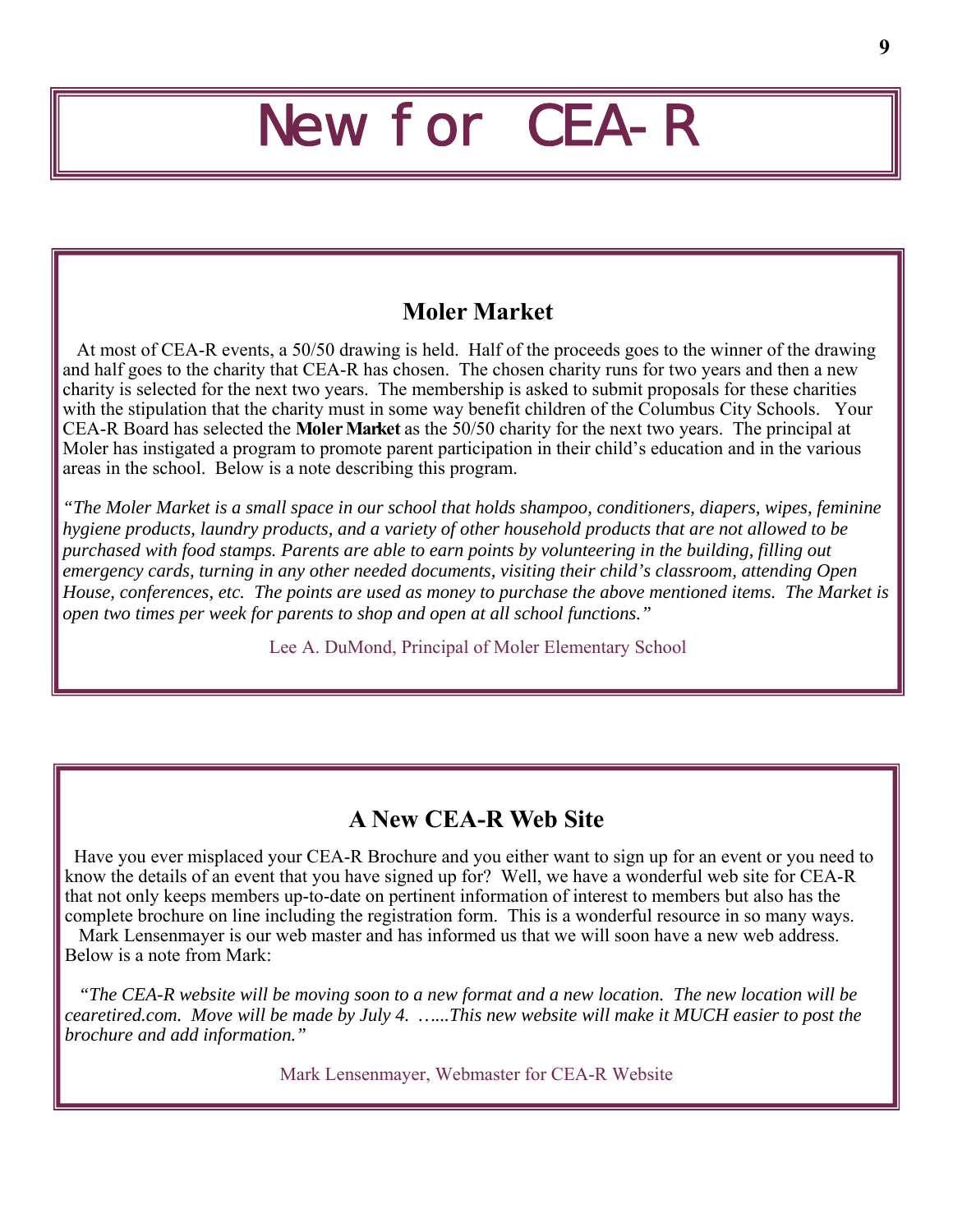# New for CEA-R

## Moler Market

At most of CEA-R events, a 50/50 drawing is held. Half of the proceeds goes to the winner of the drawing and half goes to the charity that CEA-R has chosen. The chosen charity runs for two years and then a new charity is selected for the next two years. The membership is asked to submit proposals for these charities with the stipulation that the charity must in some way benefit children of the Columbus City Schools. Your CEA-R Board has selected the **Moler Market** as the 50/50 charity for the next two years. The principal at Moler has instigated a program to promote parent participation in their child's education and in the various areas in the school. Below is a note describing this program.

*"The Moler Market is a small space in our school that holds shampoo, conditioners, diapers, wipes, feminine hygiene products, laundry products, and a variety of other household products that are not allowed to be purchased with food stamps. Parents are able to earn points by volunteering in the building, filling out emergency cards, turning in any other needed documents, visiting their child's classroom, attending Open House, conferences, etc. The points are used as money to purchase the above mentioned items. The Market is open two times per week for parents to shop and open at all school functions."*

Lee A. DuMond, Principal of Moler Elementary School

## A New CEA-R Web Site

Have you ever misplaced your CEA-R Brochure and you either want to sign up for an event or you need to know the details of an event that you have signed up for? Well, we have a wonderful web site for CEA-R that not only keeps members up-to-date on pertinent information of interest to members but also has the complete brochure on line including the registration form. This is a wonderful resource in so many ways.

Mark Lensenmayer is our web master and has informed us that we will soon have a new web address. Below is a note from Mark:

*"The CEA-R website will be moving soon to a new format and a new location. The new location will be cearetired.com. Move will be made by July 4. …...This new website will make it MUCH easier to post the brochure and add information."*

Mark Lensenmayer, Webmaster for CEA-R Website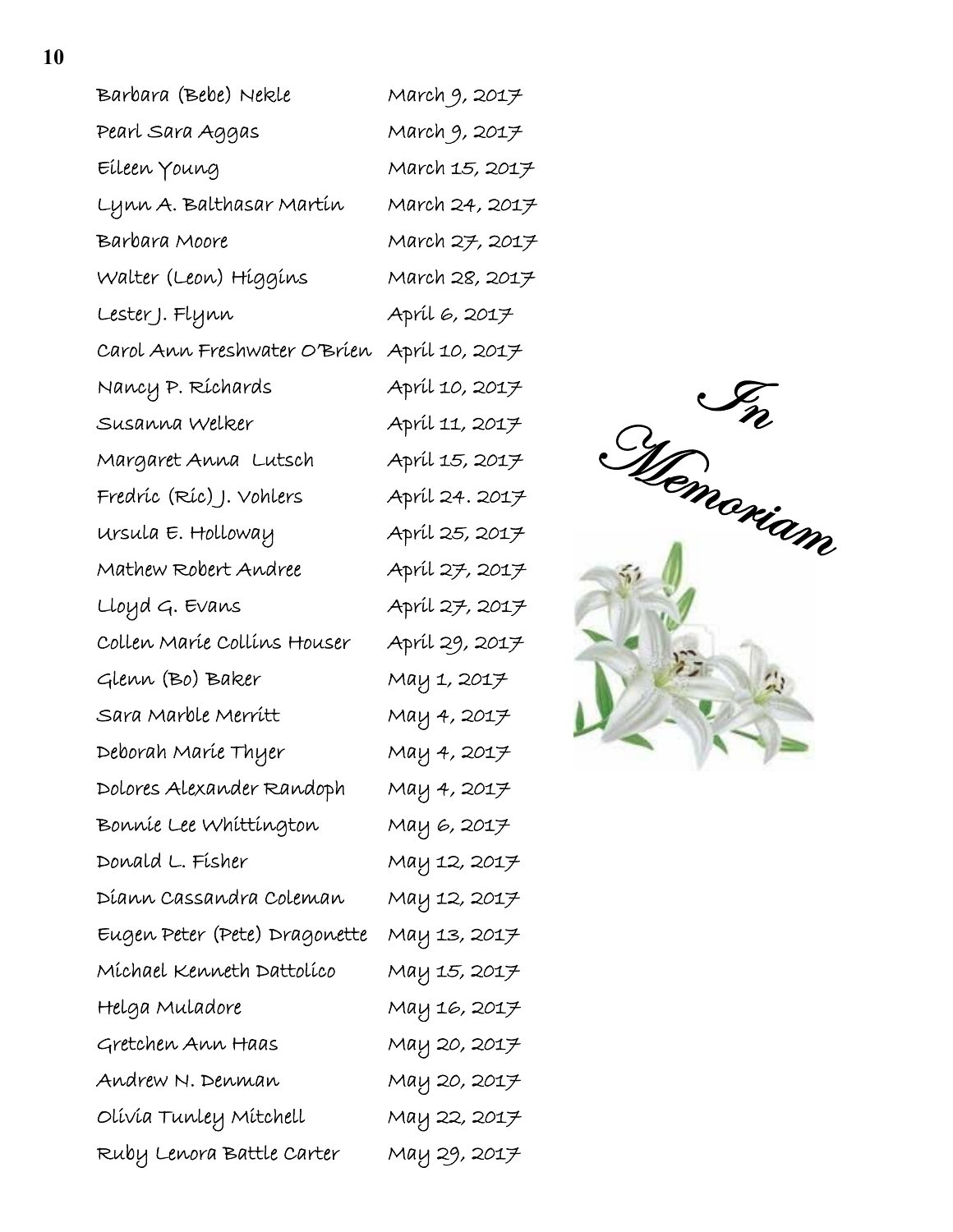# In Memoriam

| | |
|---|---|
| Barbara (Bebe) Nekle | March 9, 2017 |
| Pearl Sara Aggas | March 9, 2017 |
| Eileen Young | March 15, 2017 |
| Lynn A. Balthasar Martin | March 24, 2017 |
| Barbara Moore | March 27, 2017 |
| Walter (Leon) Higgins | March 28, 2017 |
| Lester J. Flynn | April 6, 2017 |
| Carol Ann Freshwater O'Brien | April 10, 2017 |
| Nancy P. Richards | April 10, 2017 |
| Susanna Welker | April 11, 2017 |
| Margaret Anna Lutsch | April 15, 2017 |
| Fredric (Ric) J. Vohlers | April 24. 2017 |
| Ursula E. Holloway | April 25, 2017 |
| Mathew Robert Andree | April 27, 2017 |
| Lloyd G. Evans | April 27, 2017 |
| Collen Marie Collins Houser | April 29, 2017 |
| Glenn (Bo) Baker | May 1, 2017 |
| Sara Marble Merritt | May 4, 2017 |
| Deborah Marie Thyer | May 4, 2017 |
| Dolores Alexander Randoph | May 4, 2017 |
| Bonnie Lee Whittington | May 6, 2017 |
| Donald L. Fisher | May 12, 2017 |
| Diann Cassandra Coleman | May 12, 2017 |
| Eugen Peter (Pete) Dragonette | May 13, 2017 |
| Michael Kenneth Dattolico | May 15, 2017 |
| Helga Muladore | May 16, 2017 |
| Gretchen Ann Haas | May 20, 2017 |
| Andrew N. Denman | May 20, 2017 |
| Olivia Tunley Mitchell | May 22, 2017 |
| Ruby Lenora Battle Carter | May 29, 2017 |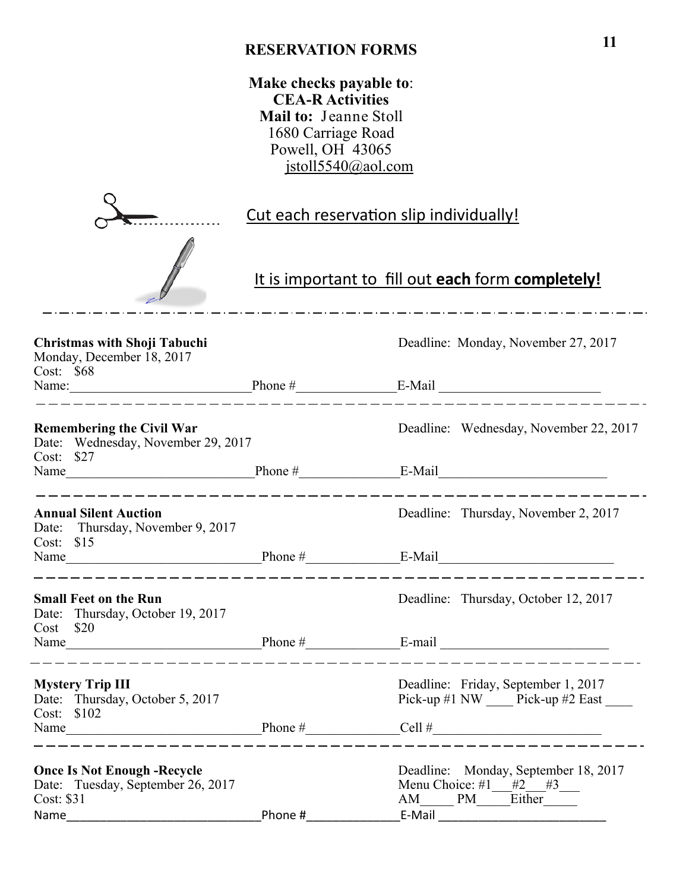# RESERVATION FORMS

**Make checks payable to**:
**CEA-R Activities**
**Mail to:** Jeanne Stoll
1680 Carriage Road
Powell, OH 43065
jstoll5540@aol.com

Cut each reservation slip individually!

It is important to fill out **each** form **completely!**

---

**Christmas with Shoji Tabuchi** — Deadline: Monday, November 27, 2017
Monday, December 18, 2017
Cost: $68
Name:___________________________ Phone #_______________ E-Mail ________________________

---

**Remembering the Civil War** — Deadline: Wednesday, November 22, 2017
Date: Wednesday, November 29, 2017
Cost: $27
Name____________________________ Phone #_______________ E-Mail_________________________

---

**Annual Silent Auction** — Deadline: Thursday, November 2, 2017
Date: Thursday, November 9, 2017
Cost: $15
Name_____________________________ Phone #______________ E-Mail__________________________

---

**Small Feet on the Run** — Deadline: Thursday, October 12, 2017
Date: Thursday, October 19, 2017
Cost $20
Name_____________________________ Phone #______________ E-mail _________________________

---

**Mystery Trip III** — Deadline: Friday, September 1, 2017
Date: Thursday, October 5, 2017
Pick-up #1 NW ____ Pick-up #2 East ____
Cost: $102
Name_____________________________ Phone #______________ Cell #_________________________

---

**Once Is Not Enough -Recycle** — Deadline: Monday, September 18, 2017
Date: Tuesday, September 26, 2017
Menu Choice: #1___#2___#3___
Cost: $31
AM_____ PM_____Either_____
Name_____________________________ Phone #______________ E-Mail _________________________